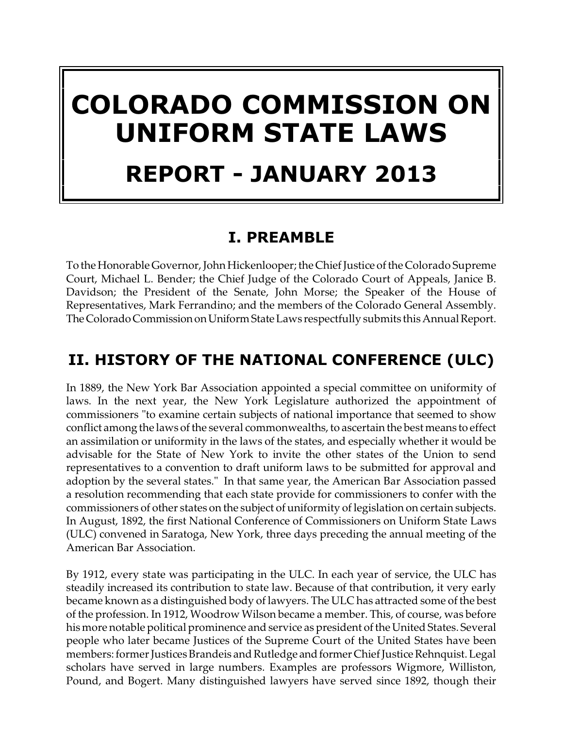# COLORADO COMMISSION ON UNIFORM STATE LAWS

# REPORT - JANUARY 2013

## I. PREAMBLE

To the Honorable Governor, John Hickenlooper; the Chief Justice of the Colorado Supreme Court, Michael L. Bender; the Chief Judge of the Colorado Court of Appeals, Janice B. Davidson; the President of the Senate, John Morse; the Speaker of the House of Representatives, Mark Ferrandino; and the members of the Colorado General Assembly. The Colorado Commission on Uniform State Laws respectfully submits this Annual Report.

## II. HISTORY OF THE NATIONAL CONFERENCE (ULC)

In 1889, the New York Bar Association appointed a special committee on uniformity of laws. In the next year, the New York Legislature authorized the appointment of commissioners "to examine certain subjects of national importance that seemed to show conflict among the laws of the several commonwealths, to ascertain the best means to effect an assimilation or uniformity in the laws of the states, and especially whether it would be advisable for the State of New York to invite the other states of the Union to send representatives to a convention to draft uniform laws to be submitted for approval and adoption by the several states." In that same year, the American Bar Association passed a resolution recommending that each state provide for commissioners to confer with the commissioners of other states on the subject of uniformity of legislation on certain subjects. In August, 1892, the first National Conference of Commissioners on Uniform State Laws (ULC) convened in Saratoga, New York, three days preceding the annual meeting of the American Bar Association.

By 1912, every state was participating in the ULC. In each year of service, the ULC has steadily increased its contribution to state law. Because of that contribution, it very early became known as a distinguished body of lawyers. The ULC has attracted some of the best of the profession. In 1912, Woodrow Wilson became a member. This, of course, was before his more notable political prominence and service as president of the United States. Several people who later became Justices of the Supreme Court of the United States have been members: former Justices Brandeis and Rutledge and former Chief Justice Rehnquist. Legal scholars have served in large numbers. Examples are professors Wigmore, Williston, Pound, and Bogert. Many distinguished lawyers have served since 1892, though their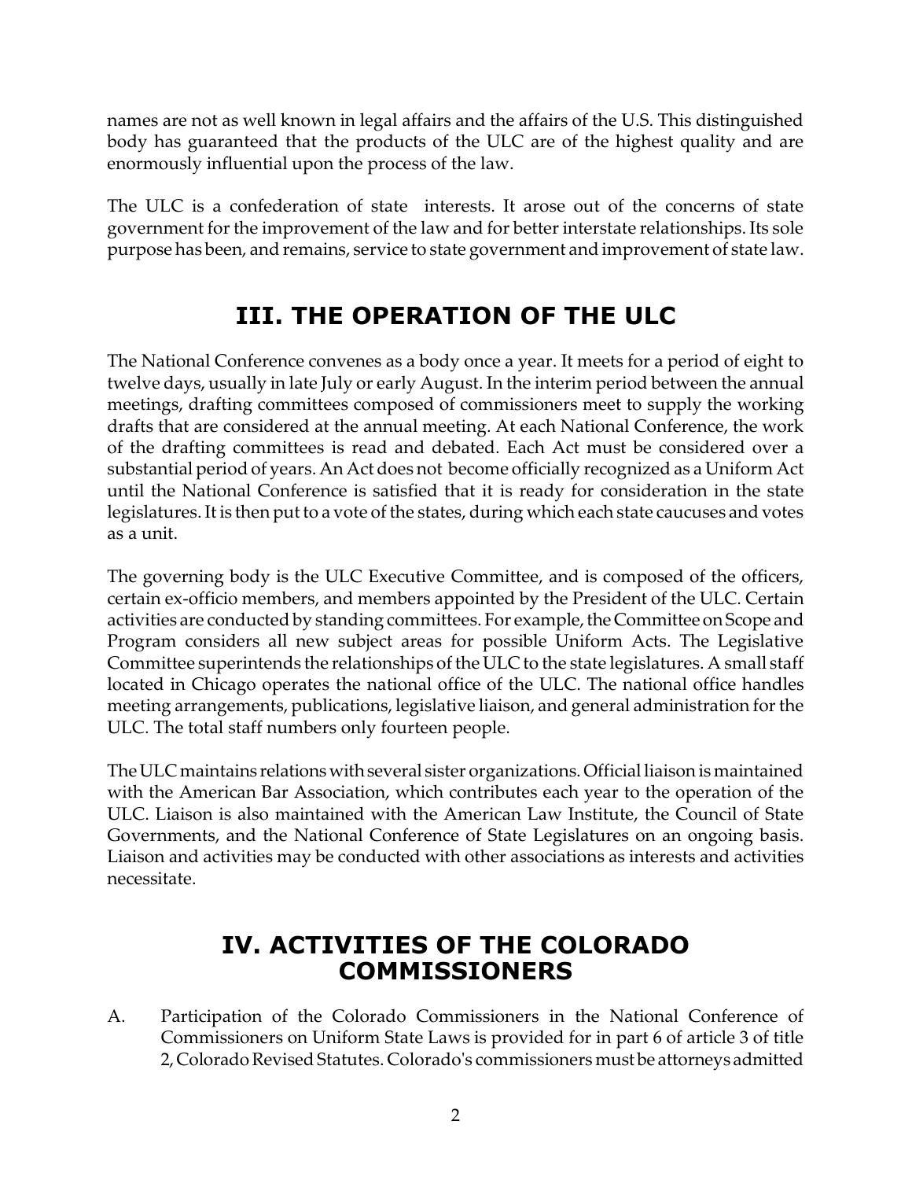names are not as well known in legal affairs and the affairs of the U.S. This distinguished body has guaranteed that the products of the ULC are of the highest quality and are enormously influential upon the process of the law.

The ULC is a confederation of state interests. It arose out of the concerns of state government for the improvement of the law and for better interstate relationships. Its sole purpose has been, and remains, service to state government and improvement of state law.

## III. THE OPERATION OF THE ULC

The National Conference convenes as a body once a year. It meets for a period of eight to twelve days, usually in late July or early August. In the interim period between the annual meetings, drafting committees composed of commissioners meet to supply the working drafts that are considered at the annual meeting. At each National Conference, the work of the drafting committees is read and debated. Each Act must be considered over a substantial period of years. An Act does not become officially recognized as a Uniform Act until the National Conference is satisfied that it is ready for consideration in the state legislatures. It is then put to a vote of the states, during which each state caucuses and votes as a unit.

The governing body is the ULC Executive Committee, and is composed of the officers, certain ex-officio members, and members appointed by the President of the ULC. Certain activities are conducted by standing committees. For example, the Committee on Scope and Program considers all new subject areas for possible Uniform Acts. The Legislative Committee superintends the relationships of the ULC to the state legislatures. A small staff located in Chicago operates the national office of the ULC. The national office handles meeting arrangements, publications, legislative liaison, and general administration for the ULC. The total staff numbers only fourteen people.

The ULC maintains relations with several sister organizations. Official liaison is maintained with the American Bar Association, which contributes each year to the operation of the ULC. Liaison is also maintained with the American Law Institute, the Council of State Governments, and the National Conference of State Legislatures on an ongoing basis. Liaison and activities may be conducted with other associations as interests and activities necessitate.

## IV. ACTIVITIES OF THE COLORADO COMMISSIONERS

A. Participation of the Colorado Commissioners in the National Conference of Commissioners on Uniform State Laws is provided for in part 6 of article 3 of title 2, Colorado Revised Statutes. Colorado's commissioners must be attorneys admitted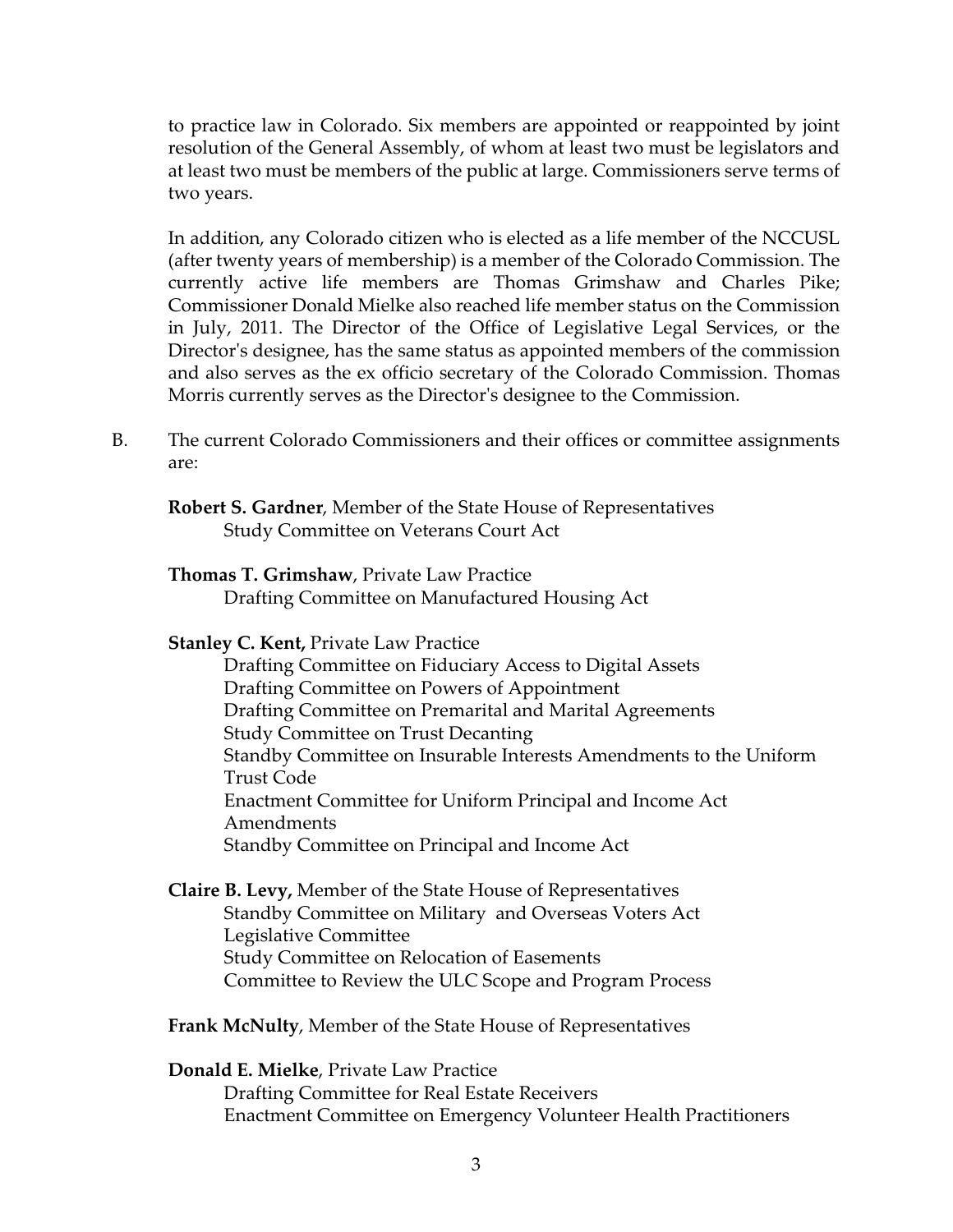to practice law in Colorado. Six members are appointed or reappointed by joint resolution of the General Assembly, of whom at least two must be legislators and at least two must be members of the public at large. Commissioners serve terms of two years.

In addition, any Colorado citizen who is elected as a life member of the NCCUSL (after twenty years of membership) is a member of the Colorado Commission. The currently active life members are Thomas Grimshaw and Charles Pike; Commissioner Donald Mielke also reached life member status on the Commission in July, 2011. The Director of the Office of Legislative Legal Services, or the Director's designee, has the same status as appointed members of the commission and also serves as the ex officio secretary of the Colorado Commission. Thomas Morris currently serves as the Director's designee to the Commission.

B. The current Colorado Commissioners and their offices or committee assignments are:

**Robert S. Gardner**, Member of the State House of Representatives
Study Committee on Veterans Court Act

**Thomas T. Grimshaw**, Private Law Practice
Drafting Committee on Manufactured Housing Act

**Stanley C. Kent,** Private Law Practice
Drafting Committee on Fiduciary Access to Digital Assets
Drafting Committee on Powers of Appointment
Drafting Committee on Premarital and Marital Agreements
Study Committee on Trust Decanting
Standby Committee on Insurable Interests Amendments to the Uniform Trust Code
Enactment Committee for Uniform Principal and Income Act Amendments
Standby Committee on Principal and Income Act

**Claire B. Levy,** Member of the State House of Representatives
Standby Committee on Military and Overseas Voters Act
Legislative Committee
Study Committee on Relocation of Easements
Committee to Review the ULC Scope and Program Process

**Frank McNulty**, Member of the State House of Representatives

**Donald E. Mielke**, Private Law Practice
Drafting Committee for Real Estate Receivers
Enactment Committee on Emergency Volunteer Health Practitioners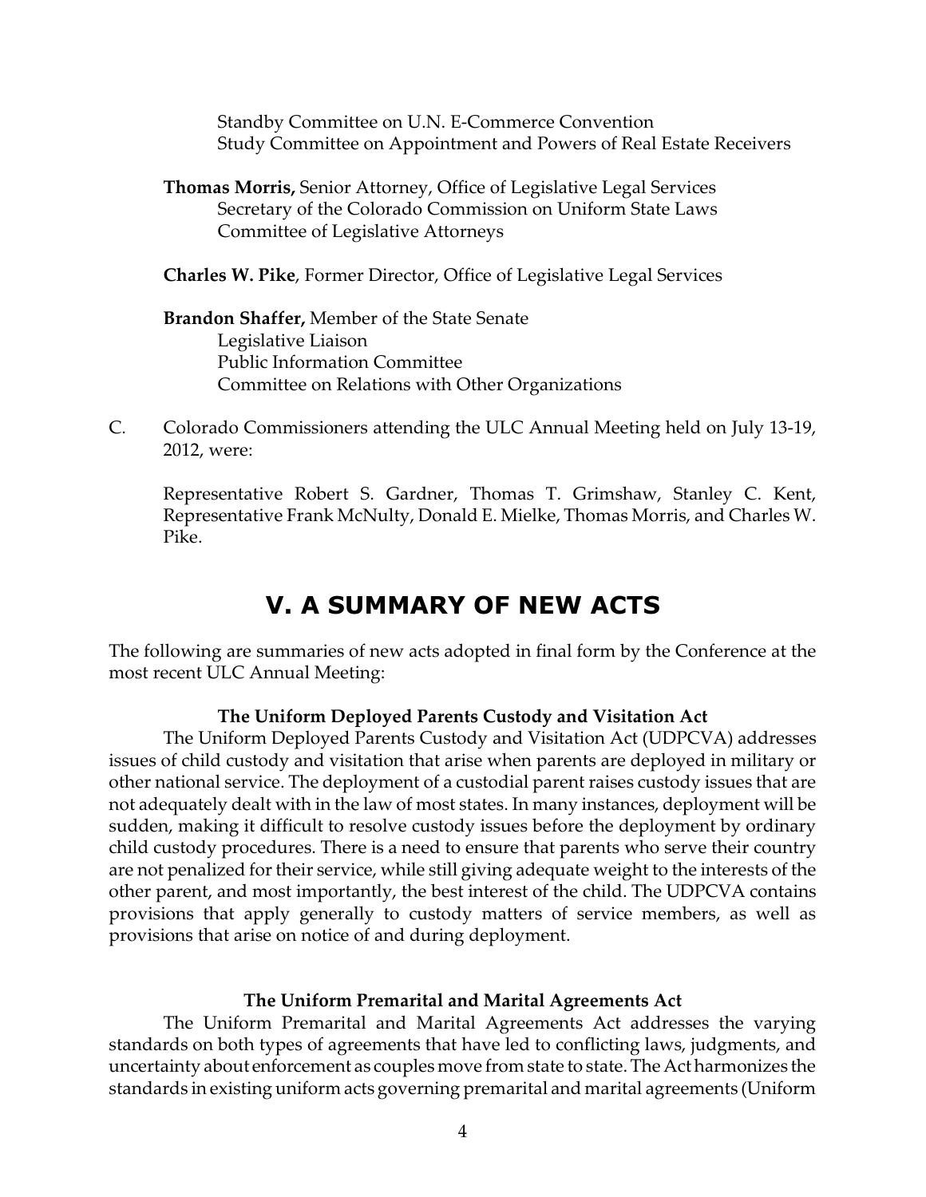Standby Committee on U.N. E-Commerce Convention
Study Committee on Appointment and Powers of Real Estate Receivers

**Thomas Morris,** Senior Attorney, Office of Legislative Legal Services
Secretary of the Colorado Commission on Uniform State Laws
Committee of Legislative Attorneys

**Charles W. Pike**, Former Director, Office of Legislative Legal Services

**Brandon Shaffer,** Member of the State Senate
Legislative Liaison
Public Information Committee
Committee on Relations with Other Organizations

C. Colorado Commissioners attending the ULC Annual Meeting held on July 13-19, 2012, were:

Representative Robert S. Gardner, Thomas T. Grimshaw, Stanley C. Kent, Representative Frank McNulty, Donald E. Mielke, Thomas Morris, and Charles W. Pike.

## V. A SUMMARY OF NEW ACTS

The following are summaries of new acts adopted in final form by the Conference at the most recent ULC Annual Meeting:

### The Uniform Deployed Parents Custody and Visitation Act

The Uniform Deployed Parents Custody and Visitation Act (UDPCVA) addresses issues of child custody and visitation that arise when parents are deployed in military or other national service. The deployment of a custodial parent raises custody issues that are not adequately dealt with in the law of most states. In many instances, deployment will be sudden, making it difficult to resolve custody issues before the deployment by ordinary child custody procedures. There is a need to ensure that parents who serve their country are not penalized for their service, while still giving adequate weight to the interests of the other parent, and most importantly, the best interest of the child. The UDPCVA contains provisions that apply generally to custody matters of service members, as well as provisions that arise on notice of and during deployment.

### The Uniform Premarital and Marital Agreements Act

The Uniform Premarital and Marital Agreements Act addresses the varying standards on both types of agreements that have led to conflicting laws, judgments, and uncertainty about enforcement as couples move from state to state. The Act harmonizes the standards in existing uniform acts governing premarital and marital agreements (Uniform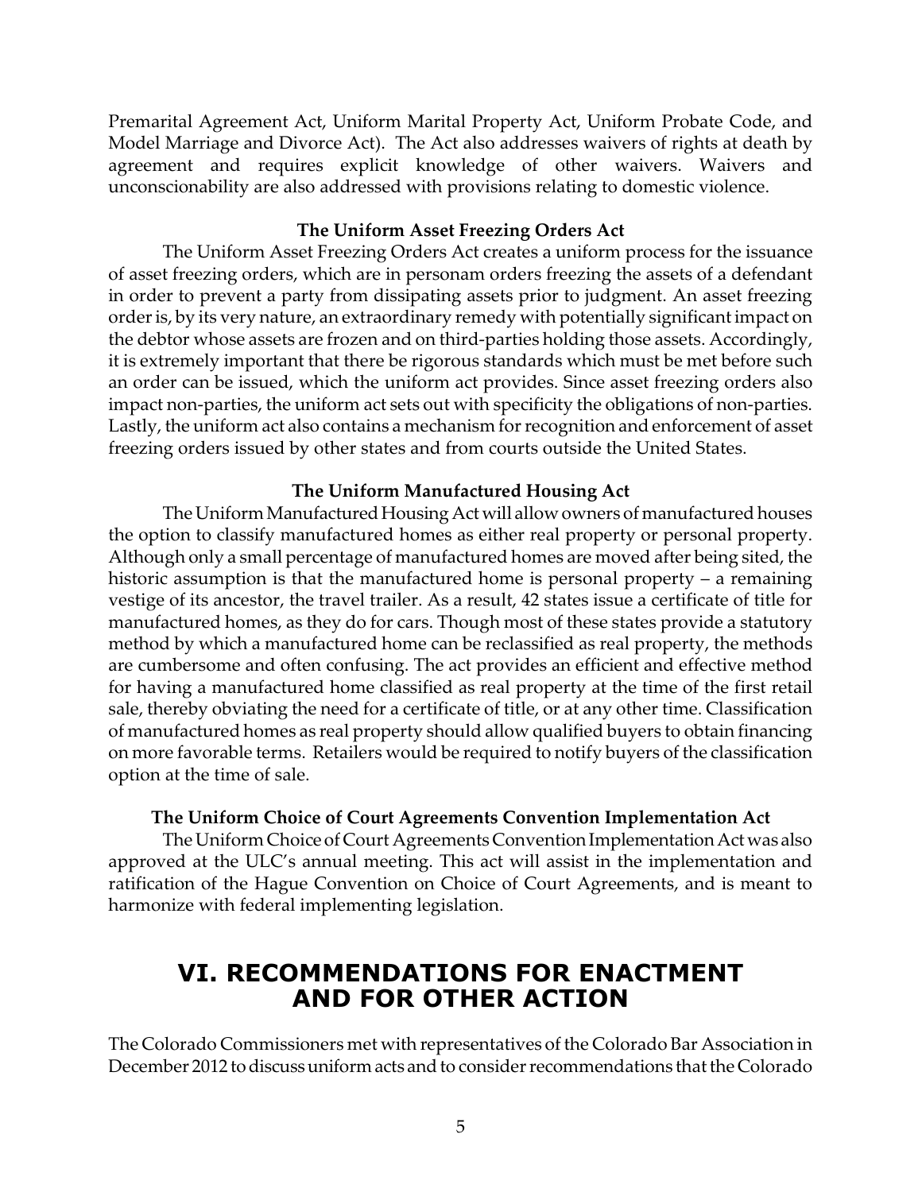Premarital Agreement Act, Uniform Marital Property Act, Uniform Probate Code, and Model Marriage and Divorce Act). The Act also addresses waivers of rights at death by agreement and requires explicit knowledge of other waivers. Waivers and unconscionability are also addressed with provisions relating to domestic violence.

### The Uniform Asset Freezing Orders Act

The Uniform Asset Freezing Orders Act creates a uniform process for the issuance of asset freezing orders, which are in personam orders freezing the assets of a defendant in order to prevent a party from dissipating assets prior to judgment. An asset freezing order is, by its very nature, an extraordinary remedy with potentially significant impact on the debtor whose assets are frozen and on third-parties holding those assets. Accordingly, it is extremely important that there be rigorous standards which must be met before such an order can be issued, which the uniform act provides. Since asset freezing orders also impact non-parties, the uniform act sets out with specificity the obligations of non-parties. Lastly, the uniform act also contains a mechanism for recognition and enforcement of asset freezing orders issued by other states and from courts outside the United States.

### The Uniform Manufactured Housing Act

The Uniform Manufactured Housing Act will allow owners of manufactured houses the option to classify manufactured homes as either real property or personal property. Although only a small percentage of manufactured homes are moved after being sited, the historic assumption is that the manufactured home is personal property – a remaining vestige of its ancestor, the travel trailer. As a result, 42 states issue a certificate of title for manufactured homes, as they do for cars. Though most of these states provide a statutory method by which a manufactured home can be reclassified as real property, the methods are cumbersome and often confusing. The act provides an efficient and effective method for having a manufactured home classified as real property at the time of the first retail sale, thereby obviating the need for a certificate of title, or at any other time. Classification of manufactured homes as real property should allow qualified buyers to obtain financing on more favorable terms. Retailers would be required to notify buyers of the classification option at the time of sale.

### The Uniform Choice of Court Agreements Convention Implementation Act

The Uniform Choice of Court Agreements Convention Implementation Act was also approved at the ULC's annual meeting. This act will assist in the implementation and ratification of the Hague Convention on Choice of Court Agreements, and is meant to harmonize with federal implementing legislation.

## VI. RECOMMENDATIONS FOR ENACTMENT AND FOR OTHER ACTION

The Colorado Commissioners met with representatives of the Colorado Bar Association in December 2012 to discuss uniform acts and to consider recommendations that the Colorado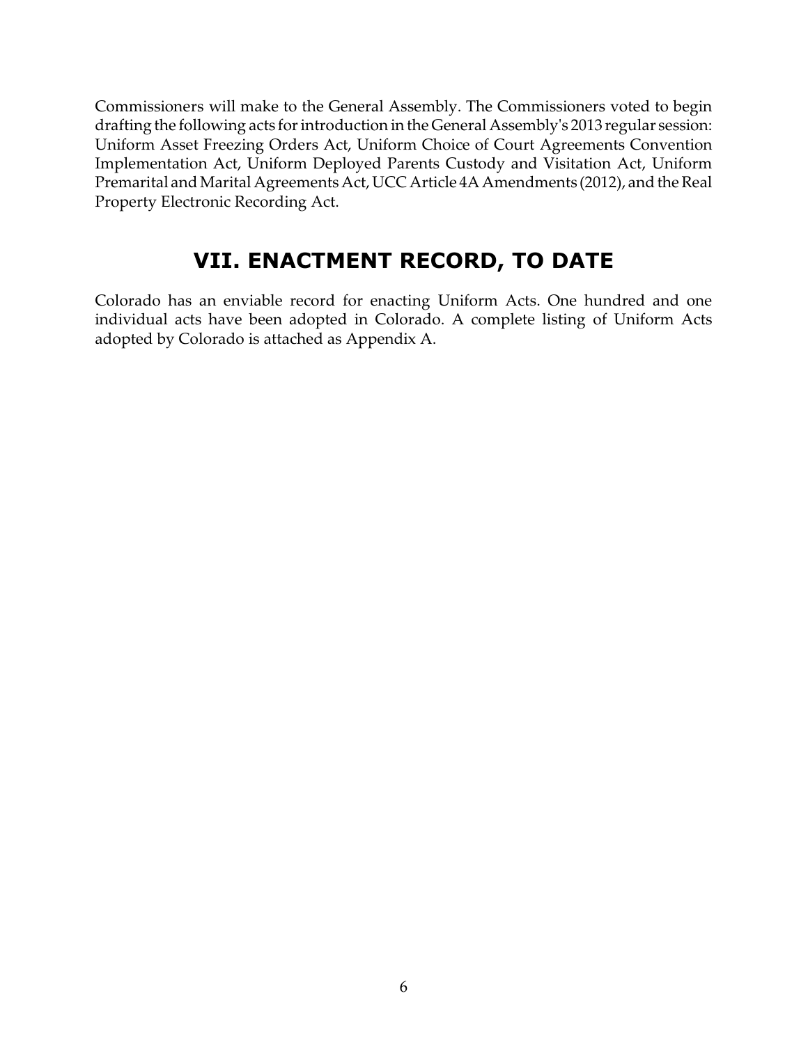Commissioners will make to the General Assembly. The Commissioners voted to begin drafting the following acts for introduction in the General Assembly's 2013 regular session: Uniform Asset Freezing Orders Act, Uniform Choice of Court Agreements Convention Implementation Act, Uniform Deployed Parents Custody and Visitation Act, Uniform Premarital and Marital Agreements Act, UCC Article 4A Amendments (2012), and the Real Property Electronic Recording Act.

## VII. ENACTMENT RECORD, TO DATE

Colorado has an enviable record for enacting Uniform Acts. One hundred and one individual acts have been adopted in Colorado. A complete listing of Uniform Acts adopted by Colorado is attached as Appendix A.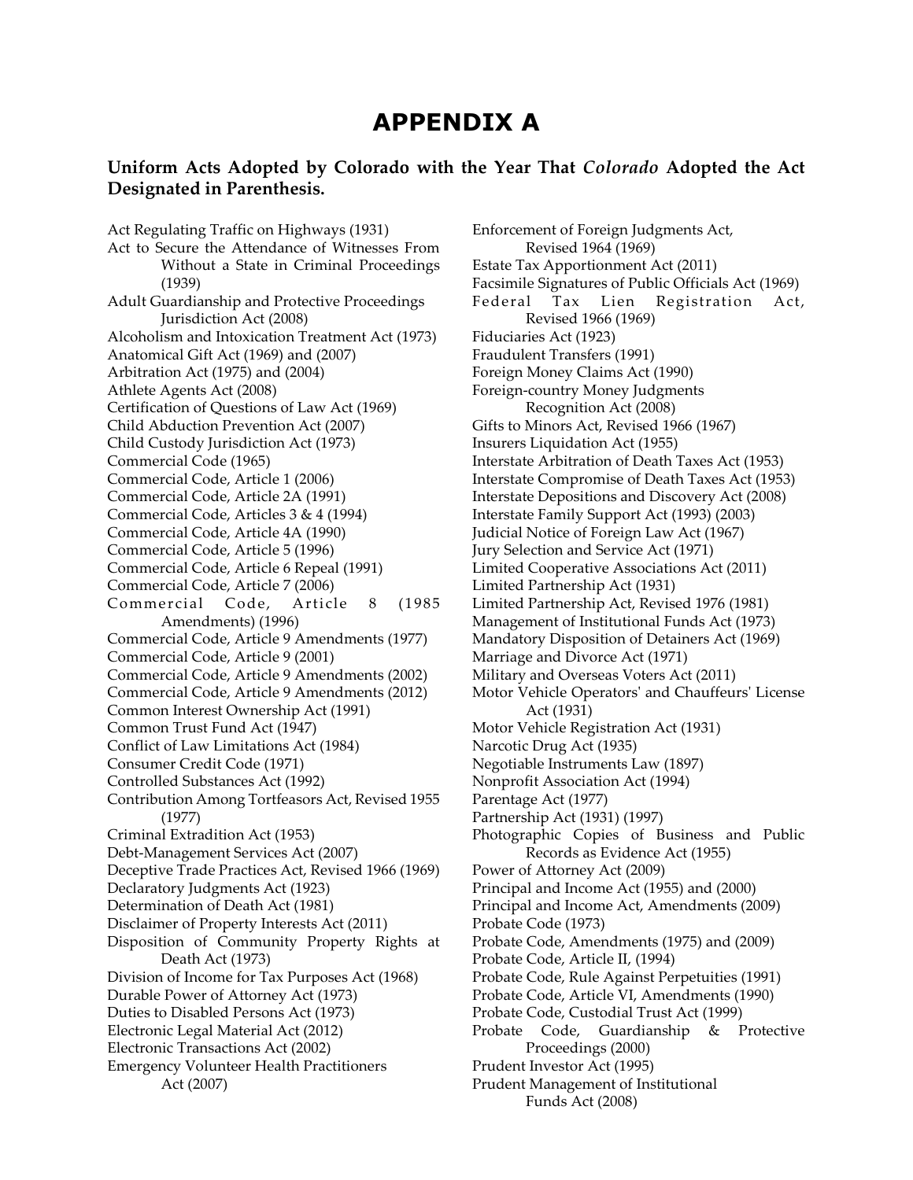# APPENDIX A

**Uniform Acts Adopted by Colorado with the Year That *Colorado* Adopted the Act Designated in Parenthesis.**

Act Regulating Traffic on Highways (1931)
Act to Secure the Attendance of Witnesses From Without a State in Criminal Proceedings (1939)
Adult Guardianship and Protective Proceedings Jurisdiction Act (2008)
Alcoholism and Intoxication Treatment Act (1973)
Anatomical Gift Act (1969) and (2007)
Arbitration Act (1975) and (2004)
Athlete Agents Act (2008)
Certification of Questions of Law Act (1969)
Child Abduction Prevention Act (2007)
Child Custody Jurisdiction Act (1973)
Commercial Code (1965)
Commercial Code, Article 1 (2006)
Commercial Code, Article 2A (1991)
Commercial Code, Articles 3 & 4 (1994)
Commercial Code, Article 4A (1990)
Commercial Code, Article 5 (1996)
Commercial Code, Article 6 Repeal (1991)
Commercial Code, Article 7 (2006)
Commercial Code, Article 8 (1985 Amendments) (1996)
Commercial Code, Article 9 Amendments (1977)
Commercial Code, Article 9 (2001)
Commercial Code, Article 9 Amendments (2002)
Commercial Code, Article 9 Amendments (2012)
Common Interest Ownership Act (1991)
Common Trust Fund Act (1947)
Conflict of Law Limitations Act (1984)
Consumer Credit Code (1971)
Controlled Substances Act (1992)
Contribution Among Tortfeasors Act, Revised 1955 (1977)
Criminal Extradition Act (1953)
Debt-Management Services Act (2007)
Deceptive Trade Practices Act, Revised 1966 (1969)
Declaratory Judgments Act (1923)
Determination of Death Act (1981)
Disclaimer of Property Interests Act (2011)
Disposition of Community Property Rights at Death Act (1973)
Division of Income for Tax Purposes Act (1968)
Durable Power of Attorney Act (1973)
Duties to Disabled Persons Act (1973)
Electronic Legal Material Act (2012)
Electronic Transactions Act (2002)
Emergency Volunteer Health Practitioners Act (2007)
Enforcement of Foreign Judgments Act, Revised 1964 (1969)
Estate Tax Apportionment Act (2011)
Facsimile Signatures of Public Officials Act (1969)
Federal Tax Lien Registration Act, Revised 1966 (1969)
Fiduciaries Act (1923)
Fraudulent Transfers (1991)
Foreign Money Claims Act (1990)
Foreign-country Money Judgments Recognition Act (2008)
Gifts to Minors Act, Revised 1966 (1967)
Insurers Liquidation Act (1955)
Interstate Arbitration of Death Taxes Act (1953)
Interstate Compromise of Death Taxes Act (1953)
Interstate Depositions and Discovery Act (2008)
Interstate Family Support Act (1993) (2003)
Judicial Notice of Foreign Law Act (1967)
Jury Selection and Service Act (1971)
Limited Cooperative Associations Act (2011)
Limited Partnership Act (1931)
Limited Partnership Act, Revised 1976 (1981)
Management of Institutional Funds Act (1973)
Mandatory Disposition of Detainers Act (1969)
Marriage and Divorce Act (1971)
Military and Overseas Voters Act (2011)
Motor Vehicle Operators' and Chauffeurs' License Act (1931)
Motor Vehicle Registration Act (1931)
Narcotic Drug Act (1935)
Negotiable Instruments Law (1897)
Nonprofit Association Act (1994)
Parentage Act (1977)
Partnership Act (1931) (1997)
Photographic Copies of Business and Public Records as Evidence Act (1955)
Power of Attorney Act (2009)
Principal and Income Act (1955) and (2000)
Principal and Income Act, Amendments (2009)
Probate Code (1973)
Probate Code, Amendments (1975) and (2009)
Probate Code, Article II, (1994)
Probate Code, Rule Against Perpetuities (1991)
Probate Code, Article VI, Amendments (1990)
Probate Code, Custodial Trust Act (1999)
Probate Code, Guardianship & Protective Proceedings (2000)
Prudent Investor Act (1995)
Prudent Management of Institutional Funds Act (2008)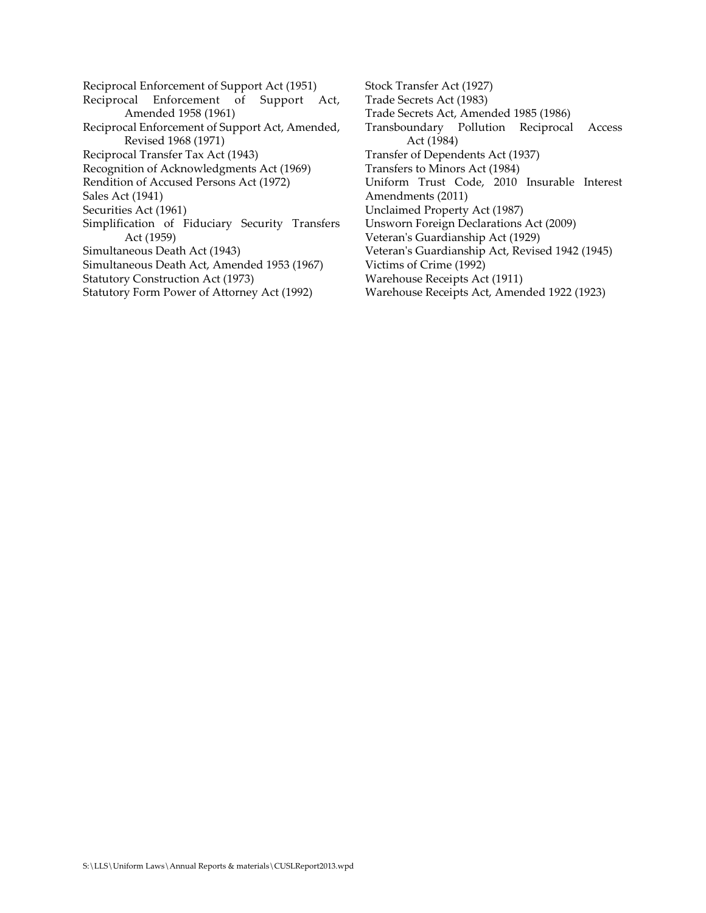Reciprocal Enforcement of Support Act (1951)
Reciprocal Enforcement of Support Act, Amended 1958 (1961)
Reciprocal Enforcement of Support Act, Amended, Revised 1968 (1971)
Reciprocal Transfer Tax Act (1943)
Recognition of Acknowledgments Act (1969)
Rendition of Accused Persons Act (1972)
Sales Act (1941)
Securities Act (1961)
Simplification of Fiduciary Security Transfers Act (1959)
Simultaneous Death Act (1943)
Simultaneous Death Act, Amended 1953 (1967)
Statutory Construction Act (1973)
Statutory Form Power of Attorney Act (1992)
Stock Transfer Act (1927)
Trade Secrets Act (1983)
Trade Secrets Act, Amended 1985 (1986)
Transboundary Pollution Reciprocal Access Act (1984)
Transfer of Dependents Act (1937)
Transfers to Minors Act (1984)
Uniform Trust Code, 2010 Insurable Interest Amendments (2011)
Unclaimed Property Act (1987)
Unsworn Foreign Declarations Act (2009)
Veteran's Guardianship Act (1929)
Veteran's Guardianship Act, Revised 1942 (1945)
Victims of Crime (1992)
Warehouse Receipts Act (1911)
Warehouse Receipts Act, Amended 1922 (1923)

S:\LLS\Uniform Laws\Annual Reports & materials\CUSLReport2013.wpd